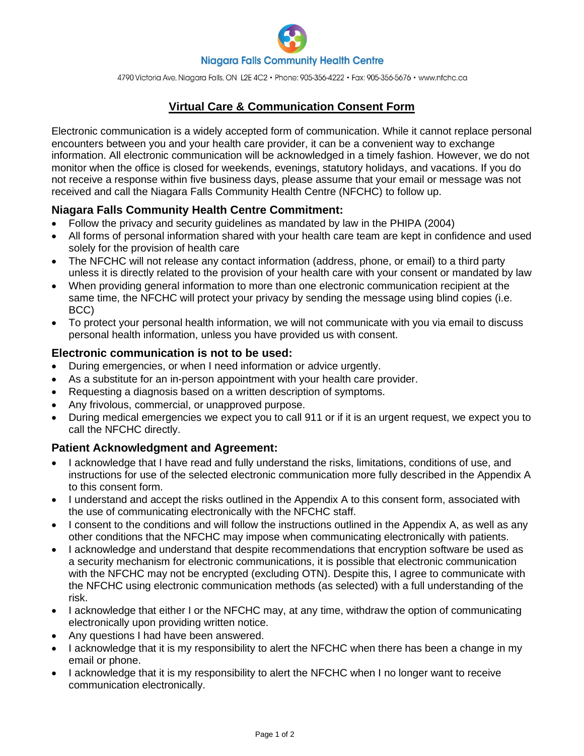Niagara Falls Community Health Centre

4790 Victoria Ave, Niagara Falls, ON L2E 4C2 • Phone: 905-356-4222 • Fax: 905-356-5676 • www.nfchc.ca

# Virtual Care & Communication Consent Form

Electronic communication is a widely accepted form of communication. While it cannot replace personal encounters between you and your health care provider, it can be a convenient way to exchange information. All electronic communication will be acknowledged in a timely fashion. However, we do not monitor when the office is closed for weekends, evenings, statutory holidays, and vacations. If you do not receive a response within five business days, please assume that your email or message was not received and call the Niagara Falls Community Health Centre (NFCHC) to follow up.

## Niagara Falls Community Health Centre Commitment:

- Follow the privacy and security guidelines as mandated by law in the PHIPA (2004)
- All forms of personal information shared with your health care team are kept in confidence and used solely for the provision of health care
- The NFCHC will not release any contact information (address, phone, or email) to a third party unless it is directly related to the provision of your health care with your consent or mandated by law
- When providing general information to more than one electronic communication recipient at the same time, the NFCHC will protect your privacy by sending the message using blind copies (i.e. BCC)
- To protect your personal health information, we will not communicate with you via email to discuss personal health information, unless you have provided us with consent.

## Electronic communication is not to be used:

- During emergencies, or when I need information or advice urgently.
- As a substitute for an in-person appointment with your health care provider.
- Requesting a diagnosis based on a written description of symptoms.
- Any frivolous, commercial, or unapproved purpose.
- During medical emergencies we expect you to call 911 or if it is an urgent request, we expect you to call the NFCHC directly.

## Patient Acknowledgment and Agreement:

- I acknowledge that I have read and fully understand the risks, limitations, conditions of use, and instructions for use of the selected electronic communication more fully described in the Appendix A to this consent form.
- I understand and accept the risks outlined in the Appendix A to this consent form, associated with the use of communicating electronically with the NFCHC staff.
- I consent to the conditions and will follow the instructions outlined in the Appendix A, as well as any other conditions that the NFCHC may impose when communicating electronically with patients.
- I acknowledge and understand that despite recommendations that encryption software be used as a security mechanism for electronic communications, it is possible that electronic communication with the NFCHC may not be encrypted (excluding OTN). Despite this, I agree to communicate with the NFCHC using electronic communication methods (as selected) with a full understanding of the risk.
- I acknowledge that either I or the NFCHC may, at any time, withdraw the option of communicating electronically upon providing written notice.
- Any questions I had have been answered.
- I acknowledge that it is my responsibility to alert the NFCHC when there has been a change in my email or phone.
- I acknowledge that it is my responsibility to alert the NFCHC when I no longer want to receive communication electronically.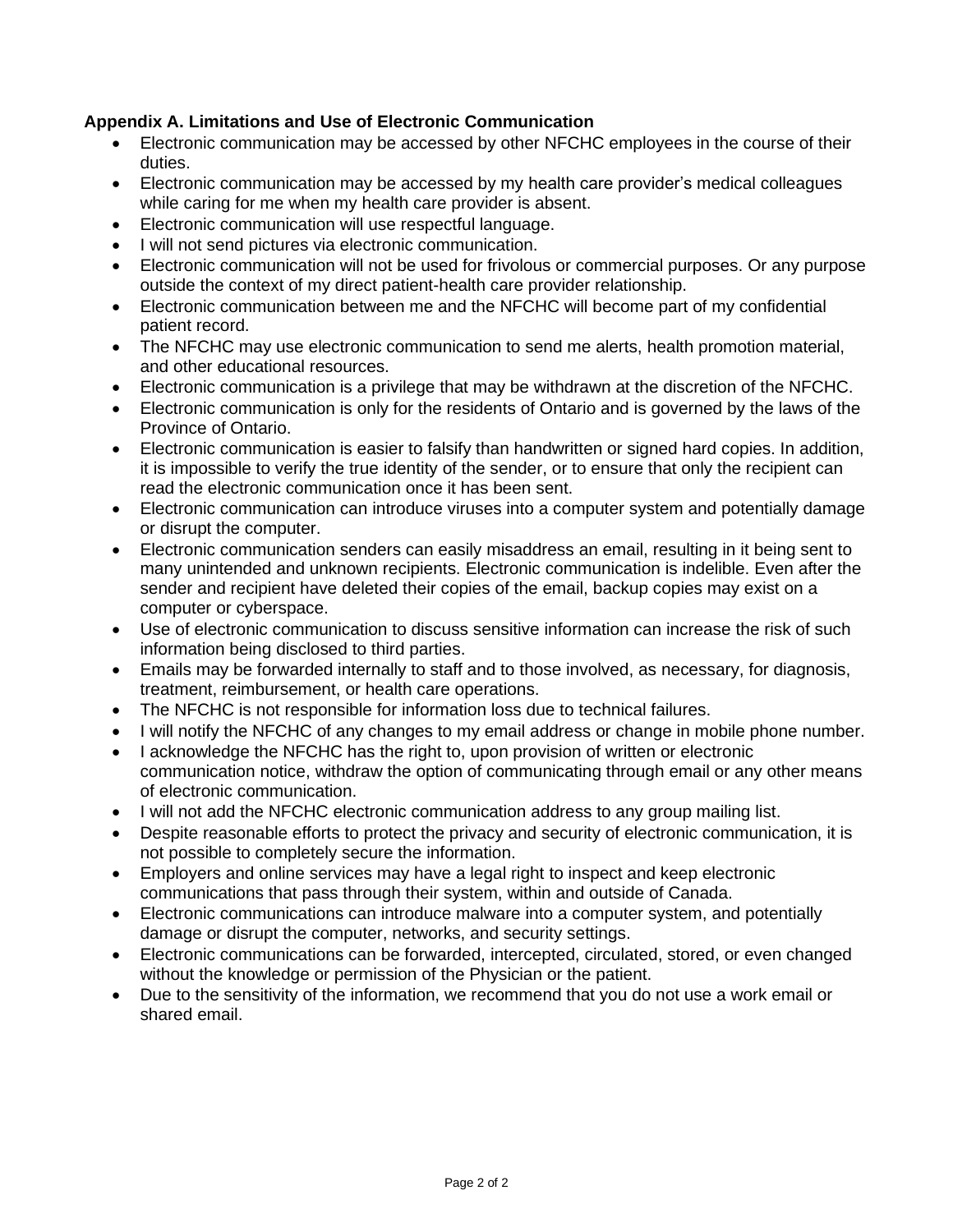**Appendix A. Limitations and Use of Electronic Communication**

- Electronic communication may be accessed by other NFCHC employees in the course of their duties.
- Electronic communication may be accessed by my health care provider's medical colleagues while caring for me when my health care provider is absent.
- Electronic communication will use respectful language.
- I will not send pictures via electronic communication.
- Electronic communication will not be used for frivolous or commercial purposes. Or any purpose outside the context of my direct patient-health care provider relationship.
- Electronic communication between me and the NFCHC will become part of my confidential patient record.
- The NFCHC may use electronic communication to send me alerts, health promotion material, and other educational resources.
- Electronic communication is a privilege that may be withdrawn at the discretion of the NFCHC.
- Electronic communication is only for the residents of Ontario and is governed by the laws of the Province of Ontario.
- Electronic communication is easier to falsify than handwritten or signed hard copies. In addition, it is impossible to verify the true identity of the sender, or to ensure that only the recipient can read the electronic communication once it has been sent.
- Electronic communication can introduce viruses into a computer system and potentially damage or disrupt the computer.
- Electronic communication senders can easily misaddress an email, resulting in it being sent to many unintended and unknown recipients. Electronic communication is indelible. Even after the sender and recipient have deleted their copies of the email, backup copies may exist on a computer or cyberspace.
- Use of electronic communication to discuss sensitive information can increase the risk of such information being disclosed to third parties.
- Emails may be forwarded internally to staff and to those involved, as necessary, for diagnosis, treatment, reimbursement, or health care operations.
- The NFCHC is not responsible for information loss due to technical failures.
- I will notify the NFCHC of any changes to my email address or change in mobile phone number.
- I acknowledge the NFCHC has the right to, upon provision of written or electronic communication notice, withdraw the option of communicating through email or any other means of electronic communication.
- I will not add the NFCHC electronic communication address to any group mailing list.
- Despite reasonable efforts to protect the privacy and security of electronic communication, it is not possible to completely secure the information.
- Employers and online services may have a legal right to inspect and keep electronic communications that pass through their system, within and outside of Canada.
- Electronic communications can introduce malware into a computer system, and potentially damage or disrupt the computer, networks, and security settings.
- Electronic communications can be forwarded, intercepted, circulated, stored, or even changed without the knowledge or permission of the Physician or the patient.
- Due to the sensitivity of the information, we recommend that you do not use a work email or shared email.